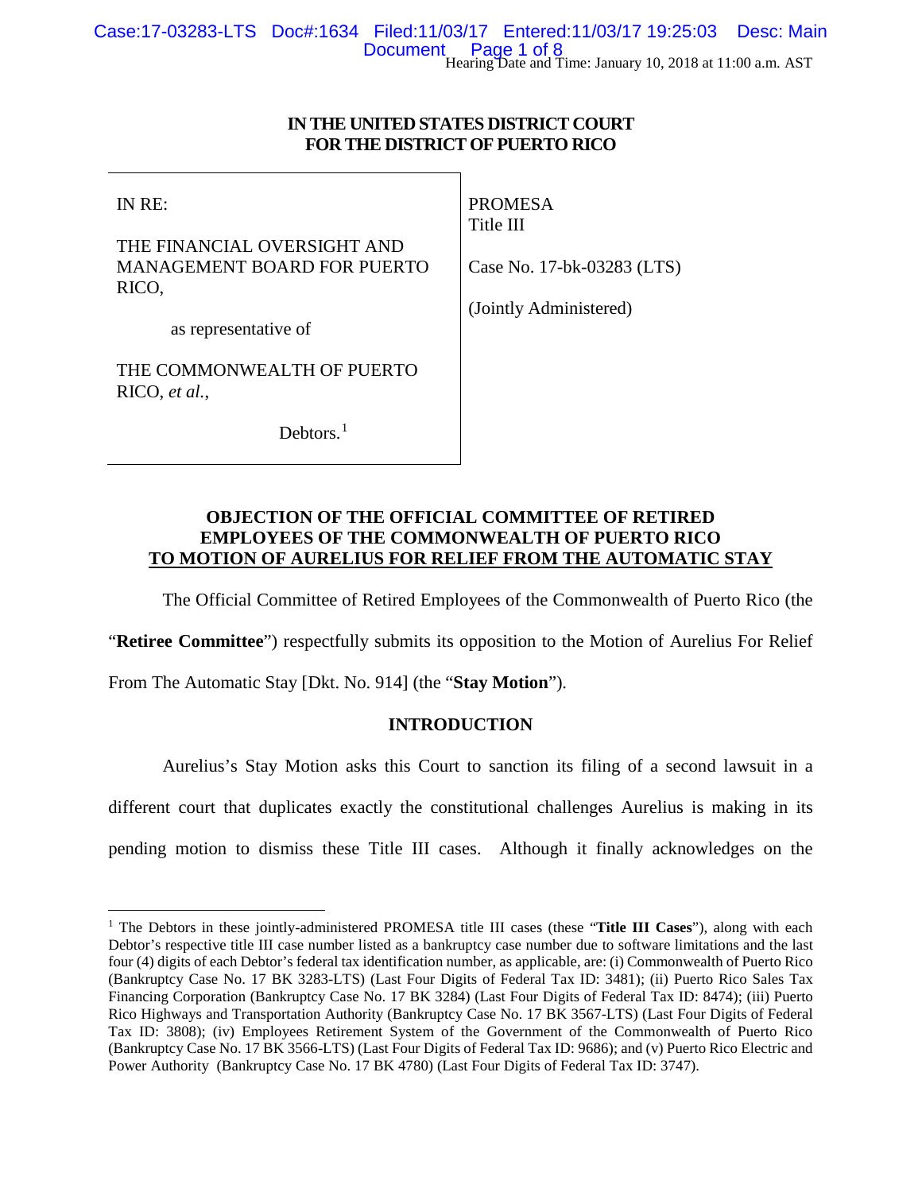Hearing Date and Time: January 10, 2018 at 11:00 a.m. AST

**IN THE UNITED STATES DISTRICT COURT**
**FOR THE DISTRICT OF PUERTO RICO**

| | |
|---|---|
| IN RE:<br><br>THE FINANCIAL OVERSIGHT AND MANAGEMENT BOARD FOR PUERTO RICO,<br><br>as representative of<br><br>THE COMMONWEALTH OF PUERTO RICO, *et al.*,<br><br>Debtors.[1] | PROMESA<br>Title III<br><br>Case No. 17-bk-03283 (LTS)<br><br>(Jointly Administered) |

**OBJECTION OF THE OFFICIAL COMMITTEE OF RETIRED EMPLOYEES OF THE COMMONWEALTH OF PUERTO RICO TO MOTION OF AURELIUS FOR RELIEF FROM THE AUTOMATIC STAY**

The Official Committee of Retired Employees of the Commonwealth of Puerto Rico (the "**Retiree Committee**") respectfully submits its opposition to the Motion of Aurelius For Relief From The Automatic Stay [Dkt. No. 914] (the "**Stay Motion**").

## INTRODUCTION

Aurelius's Stay Motion asks this Court to sanction its filing of a second lawsuit in a different court that duplicates exactly the constitutional challenges Aurelius is making in its pending motion to dismiss these Title III cases. Although it finally acknowledges on the

---

[1] The Debtors in these jointly-administered PROMESA title III cases (these "**Title III Cases**"), along with each Debtor's respective title III case number listed as a bankruptcy case number due to software limitations and the last four (4) digits of each Debtor's federal tax identification number, as applicable, are: (i) Commonwealth of Puerto Rico (Bankruptcy Case No. 17 BK 3283-LTS) (Last Four Digits of Federal Tax ID: 3481); (ii) Puerto Rico Sales Tax Financing Corporation (Bankruptcy Case No. 17 BK 3284) (Last Four Digits of Federal Tax ID: 8474); (iii) Puerto Rico Highways and Transportation Authority (Bankruptcy Case No. 17 BK 3567-LTS) (Last Four Digits of Federal Tax ID: 3808); (iv) Employees Retirement System of the Government of the Commonwealth of Puerto Rico (Bankruptcy Case No. 17 BK 3566-LTS) (Last Four Digits of Federal Tax ID: 9686); and (v) Puerto Rico Electric and Power Authority (Bankruptcy Case No. 17 BK 4780) (Last Four Digits of Federal Tax ID: 3747).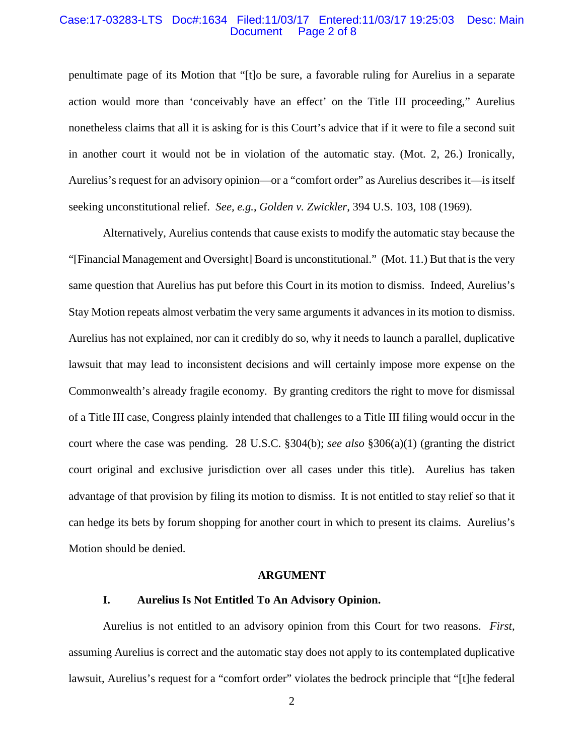penultimate page of its Motion that "[t]o be sure, a favorable ruling for Aurelius in a separate action would more than 'conceivably have an effect' on the Title III proceeding," Aurelius nonetheless claims that all it is asking for is this Court's advice that if it were to file a second suit in another court it would not be in violation of the automatic stay. (Mot. 2, 26.) Ironically, Aurelius's request for an advisory opinion—or a "comfort order" as Aurelius describes it—is itself seeking unconstitutional relief. *See, e.g.*, *Golden v. Zwickler*, 394 U.S. 103, 108 (1969).

Alternatively, Aurelius contends that cause exists to modify the automatic stay because the "[Financial Management and Oversight] Board is unconstitutional." (Mot. 11.) But that is the very same question that Aurelius has put before this Court in its motion to dismiss. Indeed, Aurelius's Stay Motion repeats almost verbatim the very same arguments it advances in its motion to dismiss. Aurelius has not explained, nor can it credibly do so, why it needs to launch a parallel, duplicative lawsuit that may lead to inconsistent decisions and will certainly impose more expense on the Commonwealth's already fragile economy. By granting creditors the right to move for dismissal of a Title III case, Congress plainly intended that challenges to a Title III filing would occur in the court where the case was pending. 28 U.S.C. §304(b); *see also* §306(a)(1) (granting the district court original and exclusive jurisdiction over all cases under this title). Aurelius has taken advantage of that provision by filing its motion to dismiss. It is not entitled to stay relief so that it can hedge its bets by forum shopping for another court in which to present its claims. Aurelius's Motion should be denied.

## ARGUMENT

### I. Aurelius Is Not Entitled To An Advisory Opinion.

Aurelius is not entitled to an advisory opinion from this Court for two reasons. *First*, assuming Aurelius is correct and the automatic stay does not apply to its contemplated duplicative lawsuit, Aurelius's request for a "comfort order" violates the bedrock principle that "[t]he federal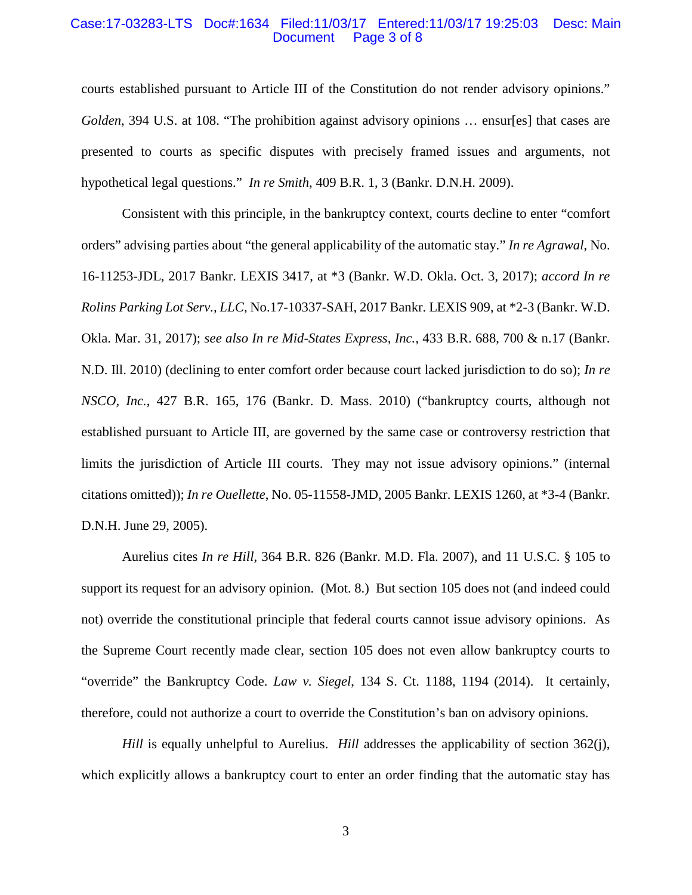courts established pursuant to Article III of the Constitution do not render advisory opinions." *Golden*, 394 U.S. at 108. "The prohibition against advisory opinions … ensur[es] that cases are presented to courts as specific disputes with precisely framed issues and arguments, not hypothetical legal questions." *In re Smith*, 409 B.R. 1, 3 (Bankr. D.N.H. 2009).

Consistent with this principle, in the bankruptcy context, courts decline to enter "comfort orders" advising parties about "the general applicability of the automatic stay." *In re Agrawal*, No. 16-11253-JDL, 2017 Bankr. LEXIS 3417, at *3 (Bankr. W.D. Okla. Oct. 3, 2017); *accord In re Rolins Parking Lot Serv., LLC*, No.17-10337-SAH, 2017 Bankr. LEXIS 909, at *2-3 (Bankr. W.D. Okla. Mar. 31, 2017); *see also In re Mid-States Express, Inc.*, 433 B.R. 688, 700 & n.17 (Bankr. N.D. Ill. 2010) (declining to enter comfort order because court lacked jurisdiction to do so); *In re NSCO, Inc.*, 427 B.R. 165, 176 (Bankr. D. Mass. 2010) ("bankruptcy courts, although not established pursuant to Article III, are governed by the same case or controversy restriction that limits the jurisdiction of Article III courts. They may not issue advisory opinions." (internal citations omitted)); *In re Ouellette*, No. 05-11558-JMD, 2005 Bankr. LEXIS 1260, at *3-4 (Bankr. D.N.H. June 29, 2005).

Aurelius cites *In re Hill*, 364 B.R. 826 (Bankr. M.D. Fla. 2007), and 11 U.S.C. § 105 to support its request for an advisory opinion. (Mot. 8.) But section 105 does not (and indeed could not) override the constitutional principle that federal courts cannot issue advisory opinions. As the Supreme Court recently made clear, section 105 does not even allow bankruptcy courts to "override" the Bankruptcy Code. *Law v. Siegel*, 134 S. Ct. 1188, 1194 (2014). It certainly, therefore, could not authorize a court to override the Constitution's ban on advisory opinions.

*Hill* is equally unhelpful to Aurelius. *Hill* addresses the applicability of section 362(j), which explicitly allows a bankruptcy court to enter an order finding that the automatic stay has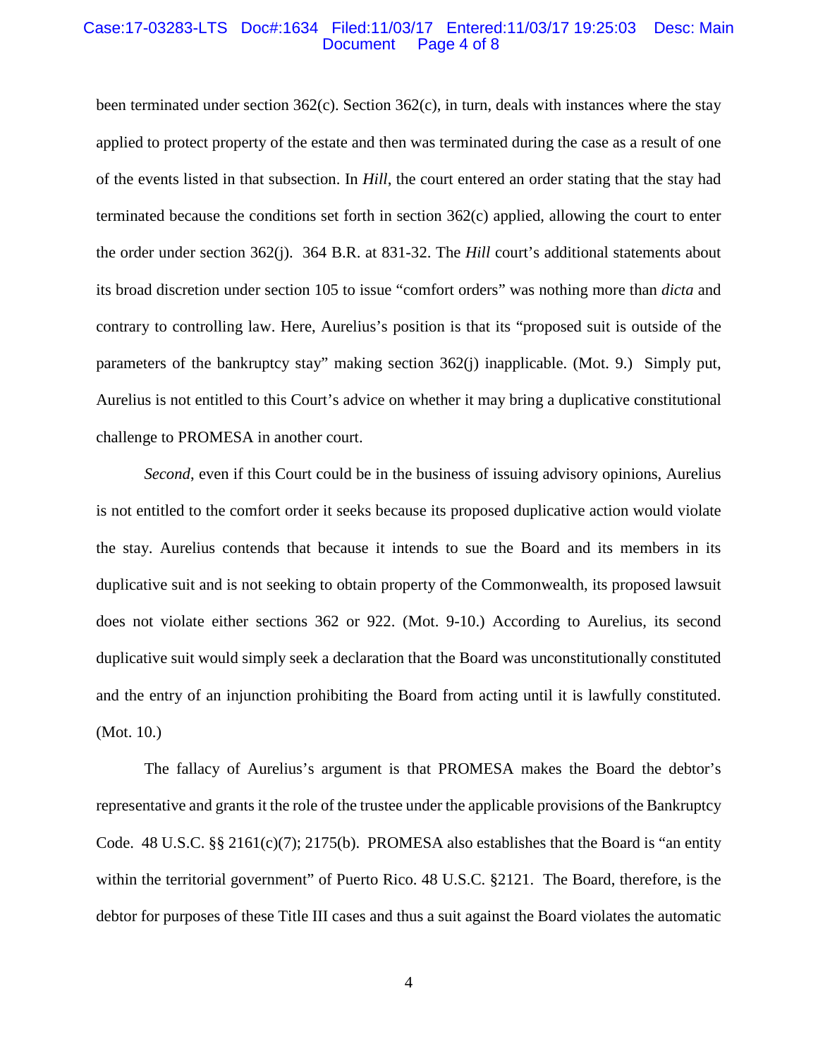been terminated under section 362(c). Section 362(c), in turn, deals with instances where the stay applied to protect property of the estate and then was terminated during the case as a result of one of the events listed in that subsection. In *Hill*, the court entered an order stating that the stay had terminated because the conditions set forth in section 362(c) applied, allowing the court to enter the order under section 362(j). 364 B.R. at 831-32. The *Hill* court's additional statements about its broad discretion under section 105 to issue "comfort orders" was nothing more than *dicta* and contrary to controlling law. Here, Aurelius's position is that its "proposed suit is outside of the parameters of the bankruptcy stay" making section 362(j) inapplicable. (Mot. 9.) Simply put, Aurelius is not entitled to this Court's advice on whether it may bring a duplicative constitutional challenge to PROMESA in another court.

*Second*, even if this Court could be in the business of issuing advisory opinions, Aurelius is not entitled to the comfort order it seeks because its proposed duplicative action would violate the stay. Aurelius contends that because it intends to sue the Board and its members in its duplicative suit and is not seeking to obtain property of the Commonwealth, its proposed lawsuit does not violate either sections 362 or 922. (Mot. 9-10.) According to Aurelius, its second duplicative suit would simply seek a declaration that the Board was unconstitutionally constituted and the entry of an injunction prohibiting the Board from acting until it is lawfully constituted. (Mot. 10.)

The fallacy of Aurelius's argument is that PROMESA makes the Board the debtor's representative and grants it the role of the trustee under the applicable provisions of the Bankruptcy Code. 48 U.S.C. §§ 2161(c)(7); 2175(b). PROMESA also establishes that the Board is "an entity within the territorial government" of Puerto Rico. 48 U.S.C. §2121. The Board, therefore, is the debtor for purposes of these Title III cases and thus a suit against the Board violates the automatic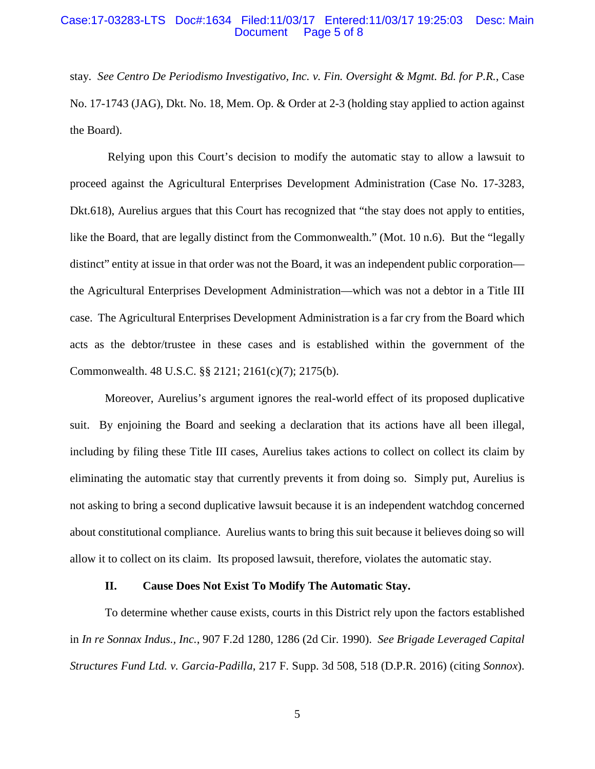stay. *See Centro De Periodismo Investigativo, Inc. v. Fin. Oversight & Mgmt. Bd. for P.R.*, Case No. 17-1743 (JAG), Dkt. No. 18, Mem. Op. & Order at 2-3 (holding stay applied to action against the Board).

Relying upon this Court's decision to modify the automatic stay to allow a lawsuit to proceed against the Agricultural Enterprises Development Administration (Case No. 17-3283, Dkt.618), Aurelius argues that this Court has recognized that "the stay does not apply to entities, like the Board, that are legally distinct from the Commonwealth." (Mot. 10 n.6). But the "legally distinct" entity at issue in that order was not the Board, it was an independent public corporation—the Agricultural Enterprises Development Administration—which was not a debtor in a Title III case. The Agricultural Enterprises Development Administration is a far cry from the Board which acts as the debtor/trustee in these cases and is established within the government of the Commonwealth. 48 U.S.C. §§ 2121; 2161(c)(7); 2175(b).

Moreover, Aurelius's argument ignores the real-world effect of its proposed duplicative suit. By enjoining the Board and seeking a declaration that its actions have all been illegal, including by filing these Title III cases, Aurelius takes actions to collect on collect its claim by eliminating the automatic stay that currently prevents it from doing so. Simply put, Aurelius is not asking to bring a second duplicative lawsuit because it is an independent watchdog concerned about constitutional compliance. Aurelius wants to bring this suit because it believes doing so will allow it to collect on its claim. Its proposed lawsuit, therefore, violates the automatic stay.

## II. Cause Does Not Exist To Modify The Automatic Stay.

To determine whether cause exists, courts in this District rely upon the factors established in *In re Sonnax Indus., Inc.*, 907 F.2d 1280, 1286 (2d Cir. 1990). *See Brigade Leveraged Capital Structures Fund Ltd. v. Garcia-Padilla*, 217 F. Supp. 3d 508, 518 (D.P.R. 2016) (citing *Sonnox*).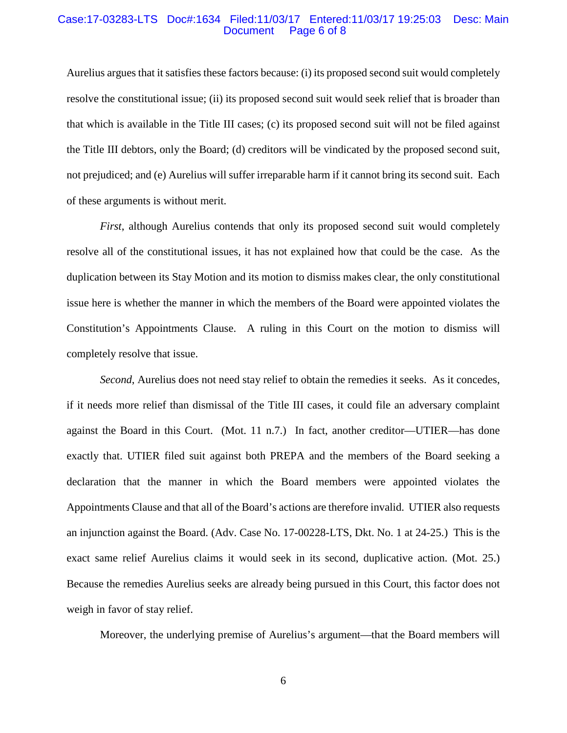Aurelius argues that it satisfies these factors because: (i) its proposed second suit would completely resolve the constitutional issue; (ii) its proposed second suit would seek relief that is broader than that which is available in the Title III cases; (c) its proposed second suit will not be filed against the Title III debtors, only the Board; (d) creditors will be vindicated by the proposed second suit, not prejudiced; and (e) Aurelius will suffer irreparable harm if it cannot bring its second suit. Each of these arguments is without merit.

*First*, although Aurelius contends that only its proposed second suit would completely resolve all of the constitutional issues, it has not explained how that could be the case. As the duplication between its Stay Motion and its motion to dismiss makes clear, the only constitutional issue here is whether the manner in which the members of the Board were appointed violates the Constitution's Appointments Clause. A ruling in this Court on the motion to dismiss will completely resolve that issue.

*Second*, Aurelius does not need stay relief to obtain the remedies it seeks. As it concedes, if it needs more relief than dismissal of the Title III cases, it could file an adversary complaint against the Board in this Court. (Mot. 11 n.7.) In fact, another creditor—UTIER—has done exactly that. UTIER filed suit against both PREPA and the members of the Board seeking a declaration that the manner in which the Board members were appointed violates the Appointments Clause and that all of the Board's actions are therefore invalid. UTIER also requests an injunction against the Board. (Adv. Case No. 17-00228-LTS, Dkt. No. 1 at 24-25.) This is the exact same relief Aurelius claims it would seek in its second, duplicative action. (Mot. 25.) Because the remedies Aurelius seeks are already being pursued in this Court, this factor does not weigh in favor of stay relief.

Moreover, the underlying premise of Aurelius's argument—that the Board members will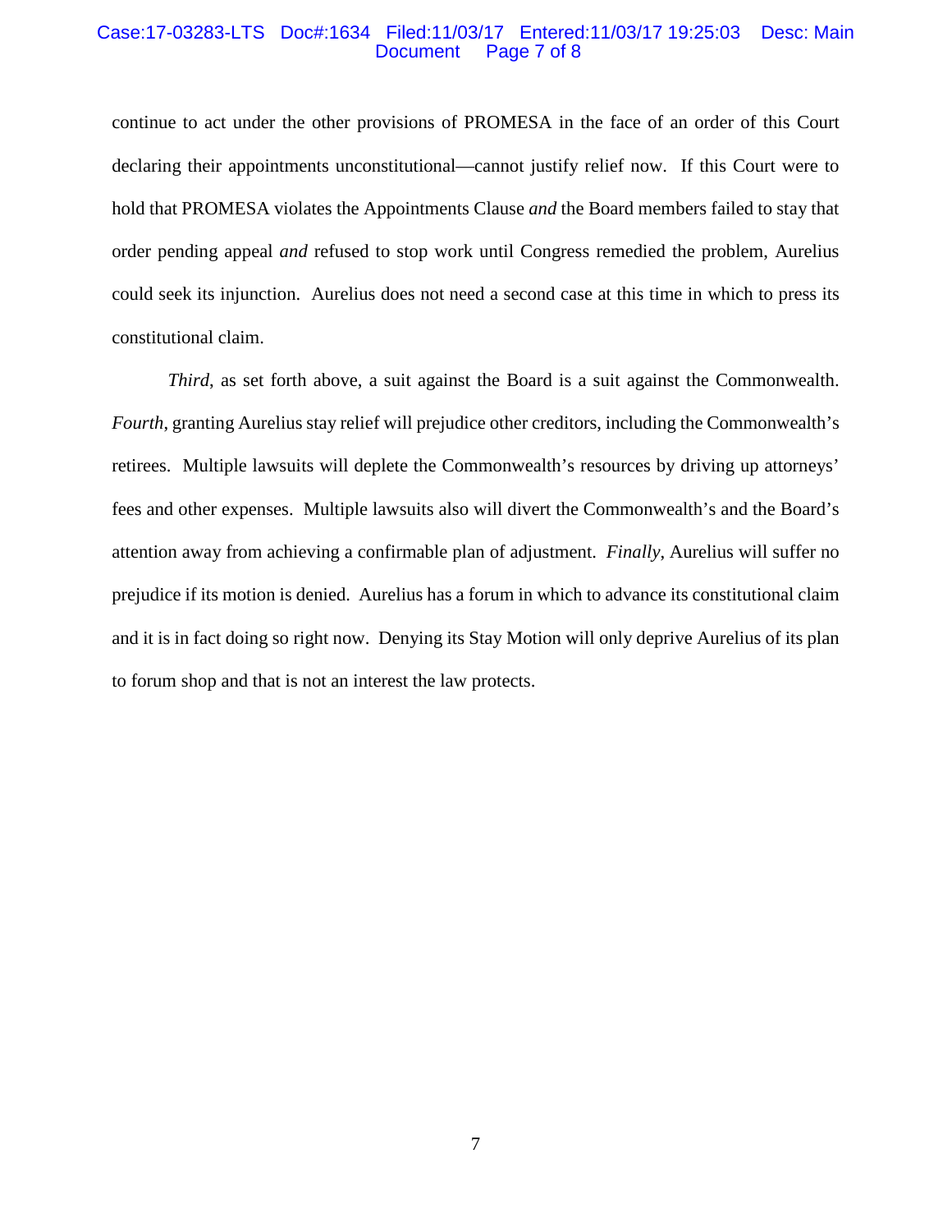continue to act under the other provisions of PROMESA in the face of an order of this Court declaring their appointments unconstitutional—cannot justify relief now. If this Court were to hold that PROMESA violates the Appointments Clause *and* the Board members failed to stay that order pending appeal *and* refused to stop work until Congress remedied the problem, Aurelius could seek its injunction. Aurelius does not need a second case at this time in which to press its constitutional claim.

*Third*, as set forth above, a suit against the Board is a suit against the Commonwealth. *Fourth*, granting Aurelius stay relief will prejudice other creditors, including the Commonwealth's retirees. Multiple lawsuits will deplete the Commonwealth's resources by driving up attorneys' fees and other expenses. Multiple lawsuits also will divert the Commonwealth's and the Board's attention away from achieving a confirmable plan of adjustment. *Finally*, Aurelius will suffer no prejudice if its motion is denied. Aurelius has a forum in which to advance its constitutional claim and it is in fact doing so right now. Denying its Stay Motion will only deprive Aurelius of its plan to forum shop and that is not an interest the law protects.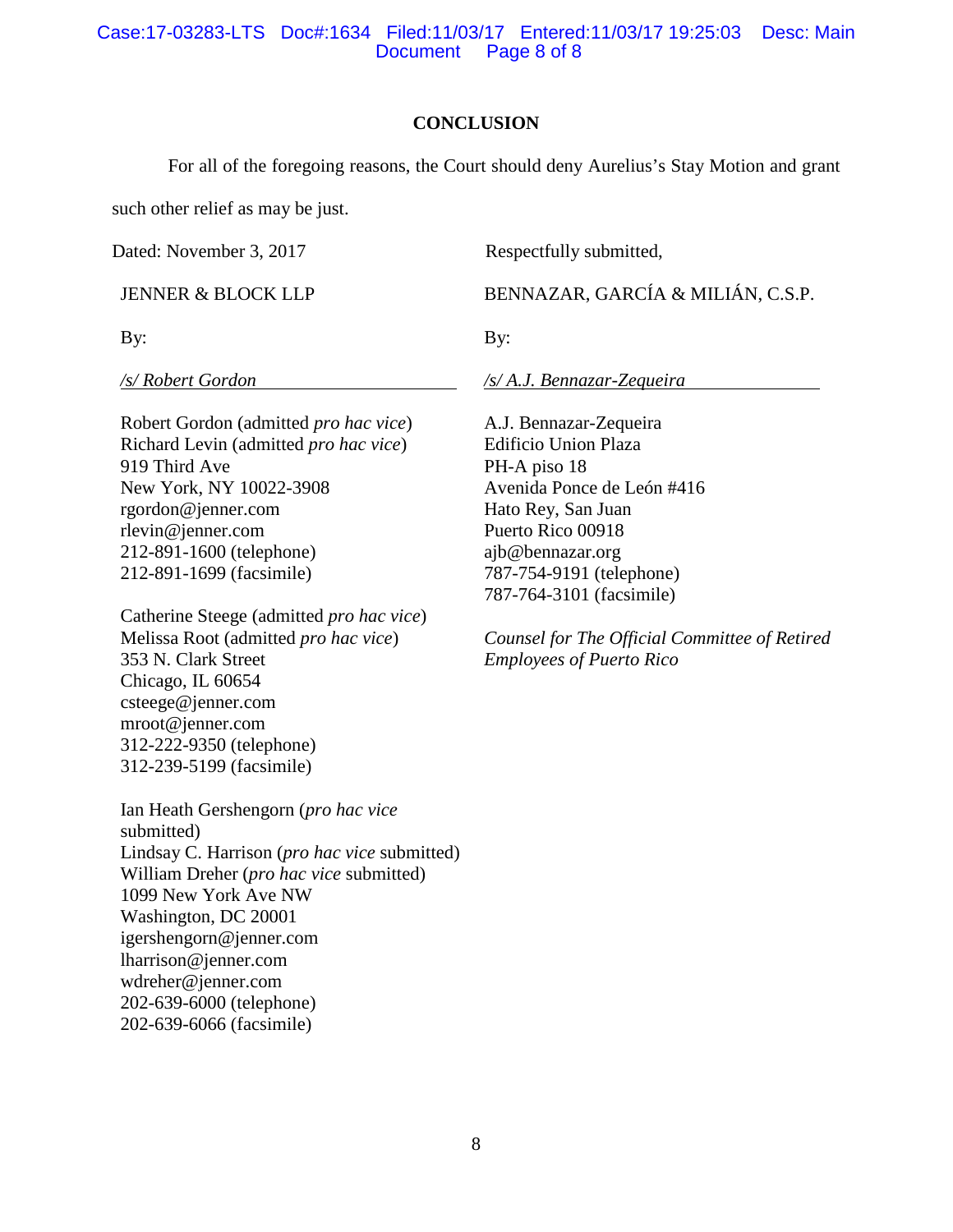## CONCLUSION

For all of the foregoing reasons, the Court should deny Aurelius's Stay Motion and grant such other relief as may be just.

Dated: November 3, 2017

Respectfully submitted,

JENNER & BLOCK LLP

By:

*/s/ Robert Gordon*

Robert Gordon (admitted *pro hac vice*)
Richard Levin (admitted *pro hac vice*)
919 Third Ave
New York, NY 10022-3908
rgordon@jenner.com
rlevin@jenner.com
212-891-1600 (telephone)
212-891-1699 (facsimile)

Catherine Steege (admitted *pro hac vice*)
Melissa Root (admitted *pro hac vice*)
353 N. Clark Street
Chicago, IL 60654
csteege@jenner.com
mroot@jenner.com
312-222-9350 (telephone)
312-239-5199 (facsimile)

Ian Heath Gershengorn (*pro hac vice* submitted)
Lindsay C. Harrison (*pro hac vice* submitted)
William Dreher (*pro hac vice* submitted)
1099 New York Ave NW
Washington, DC 20001
igershengorn@jenner.com
lharrison@jenner.com
wdreher@jenner.com
202-639-6000 (telephone)
202-639-6066 (facsimile)

BENNAZAR, GARCÍA & MILIÁN, C.S.P.

By:

*/s/ A.J. Bennazar-Zequeira*

A.J. Bennazar-Zequeira
Edificio Union Plaza
PH-A piso 18
Avenida Ponce de León #416
Hato Rey, San Juan
Puerto Rico 00918
ajb@bennazar.org
787-754-9191 (telephone)
787-764-3101 (facsimile)

*Counsel for The Official Committee of Retired Employees of Puerto Rico*